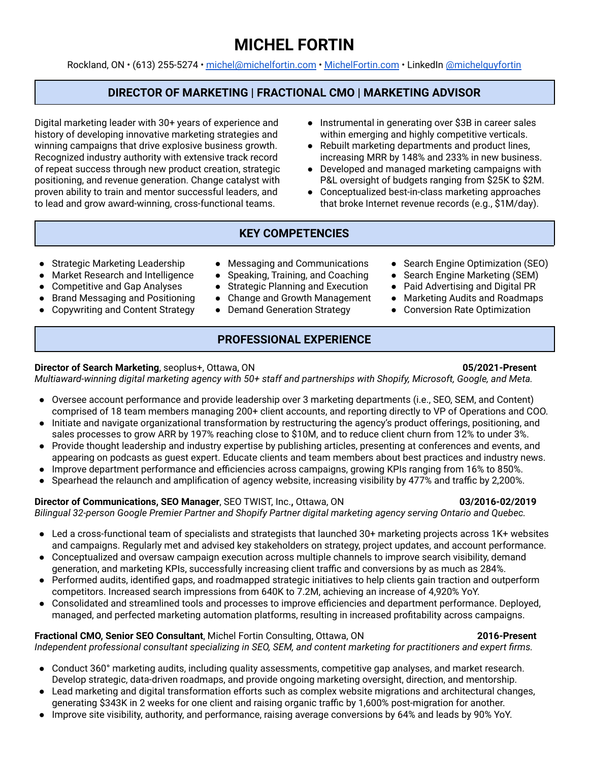# MICHEL FORTIN

Rockland, ON • (613) 255-5274 • [michel@michelfortin.com](mailto:michel@michelfortin.com) • [MichelFortin.com](https://MichelFortin.com) • LinkedIn [@michelguyfortin](https://linkedin.com/in/michelguyfortin)

## DIRECTOR OF MARKETING | FRACTIONAL CMO | MARKETING ADVISOR

Digital marketing leader with 30+ years of experience and history of developing innovative marketing strategies and winning campaigns that drive explosive business growth. Recognized industry authority with extensive track record of repeat success through new product creation, strategic positioning, and revenue generation. Change catalyst with proven ability to train and mentor successful leaders, and to lead and grow award-winning, cross-functional teams.

- Instrumental in generating over $3B in career sales within emerging and highly competitive verticals.
- Rebuilt marketing departments and product lines, increasing MRR by 148% and 233% in new business.
- Developed and managed marketing campaigns with P&L oversight of budgets ranging from $25K to $2M.
- Conceptualized best-in-class marketing approaches that broke Internet revenue records (e.g., $1M/day).

## KEY COMPETENCIES

- Strategic Marketing Leadership
- Market Research and Intelligence
- Competitive and Gap Analyses
- Brand Messaging and Positioning
- Copywriting and Content Strategy
- Messaging and Communications
- Speaking, Training, and Coaching
- Strategic Planning and Execution
- Change and Growth Management
- Demand Generation Strategy
- Search Engine Optimization (SEO)
- Search Engine Marketing (SEM)
- Paid Advertising and Digital PR
- Marketing Audits and Roadmaps
- Conversion Rate Optimization

## PROFESSIONAL EXPERIENCE

**Director of Search Marketing**, seoplus+, Ottawa, ON — **05/2021-Present**

*Multiaward-winning digital marketing agency with 50+ staff and partnerships with Shopify, Microsoft, Google, and Meta.*

- Oversee account performance and provide leadership over 3 marketing departments (i.e., SEO, SEM, and Content) comprised of 18 team members managing 200+ client accounts, and reporting directly to VP of Operations and COO.
- Initiate and navigate organizational transformation by restructuring the agency's product offerings, positioning, and sales processes to grow ARR by 197% reaching close to $10M, and to reduce client churn from 12% to under 3%.
- Provide thought leadership and industry expertise by publishing articles, presenting at conferences and events, and appearing on podcasts as guest expert. Educate clients and team members about best practices and industry news.
- Improve department performance and efficiencies across campaigns, growing KPIs ranging from 16% to 850%.
- Spearhead the relaunch and amplification of agency website, increasing visibility by 477% and traffic by 2,200%.

**Director of Communications, SEO Manager**, SEO TWIST, Inc., Ottawa, ON — **03/2016-02/2019**

*Bilingual 32-person Google Premier Partner and Shopify Partner digital marketing agency serving Ontario and Quebec.*

- Led a cross-functional team of specialists and strategists that launched 30+ marketing projects across 1K+ websites and campaigns. Regularly met and advised key stakeholders on strategy, project updates, and account performance.
- Conceptualized and oversaw campaign execution across multiple channels to improve search visibility, demand generation, and marketing KPIs, successfully increasing client traffic and conversions by as much as 284%.
- Performed audits, identified gaps, and roadmapped strategic initiatives to help clients gain traction and outperform competitors. Increased search impressions from 640K to 7.2M, achieving an increase of 4,920% YoY.
- Consolidated and streamlined tools and processes to improve efficiencies and department performance. Deployed, managed, and perfected marketing automation platforms, resulting in increased profitability across campaigns.

**Fractional CMO, Senior SEO Consultant**, Michel Fortin Consulting, Ottawa, ON — **2016-Present**

*Independent professional consultant specializing in SEO, SEM, and content marketing for practitioners and expert firms.*

- Conduct 360° marketing audits, including quality assessments, competitive gap analyses, and market research. Develop strategic, data-driven roadmaps, and provide ongoing marketing oversight, direction, and mentorship.
- Lead marketing and digital transformation efforts such as complex website migrations and architectural changes, generating $343K in 2 weeks for one client and raising organic traffic by 1,600% post-migration for another.
- Improve site visibility, authority, and performance, raising average conversions by 64% and leads by 90% YoY.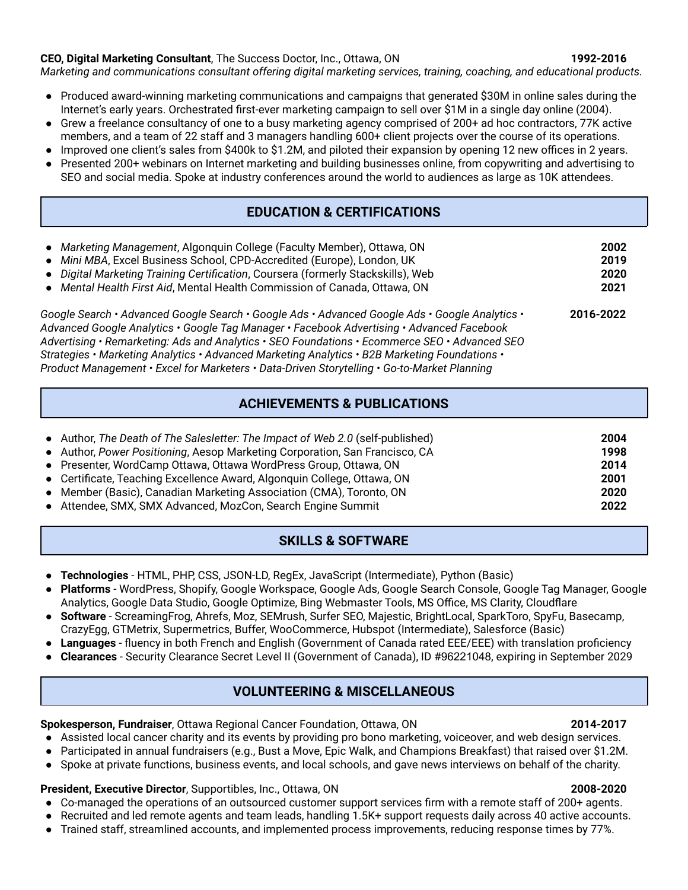**CEO, Digital Marketing Consultant**, The Success Doctor, Inc., Ottawa, ON **1992-2016**

*Marketing and communications consultant offering digital marketing services, training, coaching, and educational products.*

- Produced award-winning marketing communications and campaigns that generated $30M in online sales during the Internet's early years. Orchestrated first-ever marketing campaign to sell over $1M in a single day online (2004).
- Grew a freelance consultancy of one to a busy marketing agency comprised of 200+ ad hoc contractors, 77K active members, and a team of 22 staff and 3 managers handling 600+ client projects over the course of its operations.
- Improved one client's sales from $400k to $1.2M, and piloted their expansion by opening 12 new offices in 2 years.
- Presented 200+ webinars on Internet marketing and building businesses online, from copywriting and advertising to SEO and social media. Spoke at industry conferences around the world to audiences as large as 10K attendees.

## EDUCATION & CERTIFICATIONS

- *Marketing Management*, Algonquin College (Faculty Member), Ottawa, ON **2002**
- *Mini MBA*, Excel Business School, CPD-Accredited (Europe), London, UK **2019**
- *Digital Marketing Training Certification*, Coursera (formerly Stackskills), Web **2020**
- *Mental Health First Aid*, Mental Health Commission of Canada, Ottawa, ON **2021**

*Google Search • Advanced Google Search • Google Ads • Advanced Google Ads • Google Analytics • Advanced Google Analytics • Google Tag Manager • Facebook Advertising • Advanced Facebook Advertising • Remarketing: Ads and Analytics • SEO Foundations • Ecommerce SEO • Advanced SEO Strategies • Marketing Analytics • Advanced Marketing Analytics • B2B Marketing Foundations • Product Management • Excel for Marketers • Data-Driven Storytelling • Go-to-Market Planning* **2016-2022**

## ACHIEVEMENTS & PUBLICATIONS

- Author, *The Death of The Salesletter: The Impact of Web 2.0* (self-published) **2004**
- Author, *Power Positioning*, Aesop Marketing Corporation, San Francisco, CA **1998**
- Presenter, WordCamp Ottawa, Ottawa WordPress Group, Ottawa, ON **2014**
- Certificate, Teaching Excellence Award, Algonquin College, Ottawa, ON **2001**
- Member (Basic), Canadian Marketing Association (CMA), Toronto, ON **2020**
- Attendee, SMX, SMX Advanced, MozCon, Search Engine Summit **2022**

## SKILLS & SOFTWARE

- **Technologies** - HTML, PHP, CSS, JSON-LD, RegEx, JavaScript (Intermediate), Python (Basic)
- **Platforms** - WordPress, Shopify, Google Workspace, Google Ads, Google Search Console, Google Tag Manager, Google Analytics, Google Data Studio, Google Optimize, Bing Webmaster Tools, MS Office, MS Clarity, Cloudflare
- **Software** - ScreamingFrog, Ahrefs, Moz, SEMrush, Surfer SEO, Majestic, BrightLocal, SparkToro, SpyFu, Basecamp, CrazyEgg, GTMetrix, Supermetrics, Buffer, WooCommerce, Hubspot (Intermediate), Salesforce (Basic)
- **Languages** - fluency in both French and English (Government of Canada rated EEE/EEE) with translation proficiency
- **Clearances** - Security Clearance Secret Level II (Government of Canada), ID #96221048, expiring in September 2029

## VOLUNTEERING & MISCELLANEOUS

**Spokesperson, Fundraiser**, Ottawa Regional Cancer Foundation, Ottawa, ON **2014-2017**

- Assisted local cancer charity and its events by providing pro bono marketing, voiceover, and web design services.
- Participated in annual fundraisers (e.g., Bust a Move, Epic Walk, and Champions Breakfast) that raised over $1.2M.
- Spoke at private functions, business events, and local schools, and gave news interviews on behalf of the charity.

**President, Executive Director**, Supportibles, Inc., Ottawa, ON **2008-2020**

- Co-managed the operations of an outsourced customer support services firm with a remote staff of 200+ agents.
- Recruited and led remote agents and team leads, handling 1.5K+ support requests daily across 40 active accounts.
- Trained staff, streamlined accounts, and implemented process improvements, reducing response times by 77%.